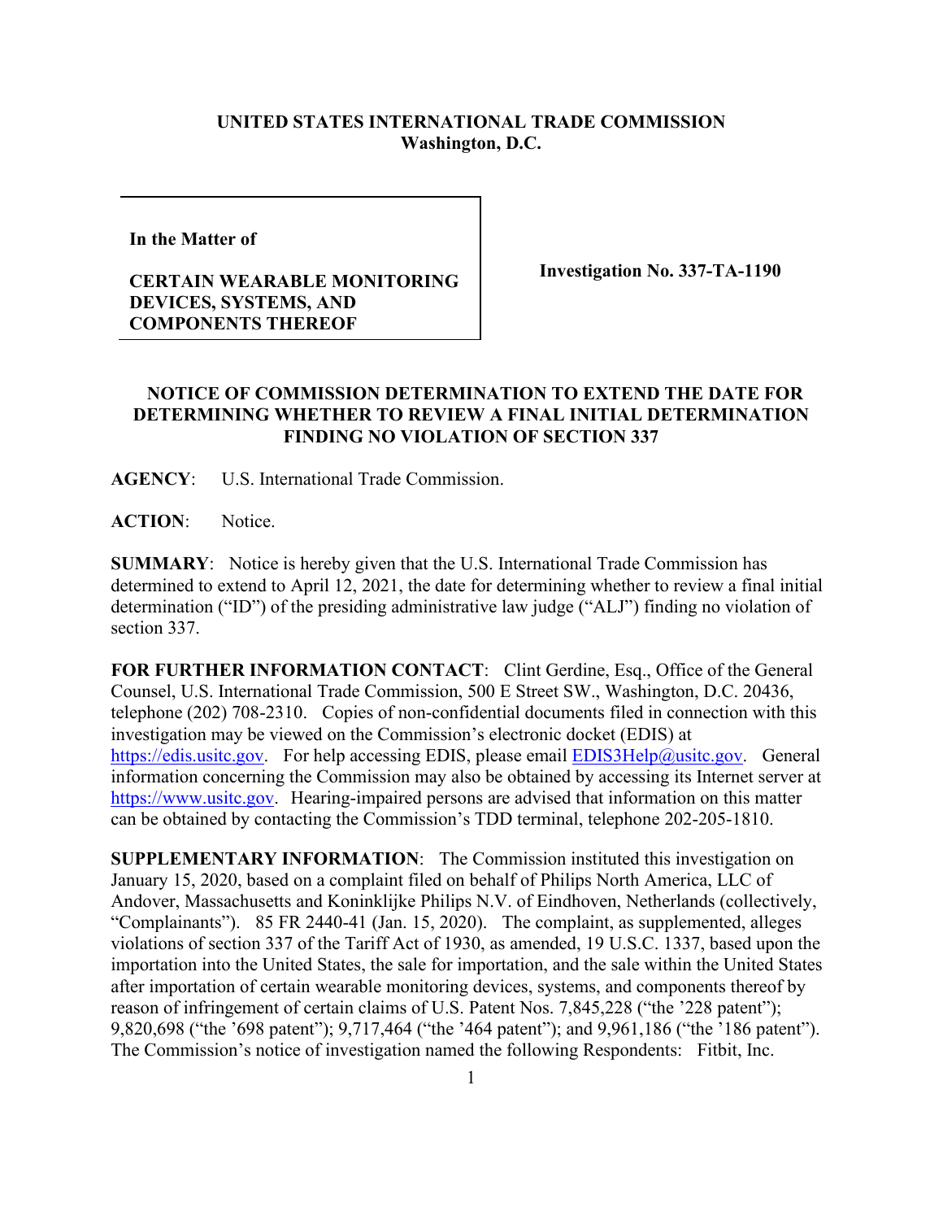**UNITED STATES INTERNATIONAL TRADE COMMISSION**
**Washington, D.C.**

| **In the Matter of**<br><br>**CERTAIN WEARABLE MONITORING DEVICES, SYSTEMS, AND COMPONENTS THEREOF** | **Investigation No. 337-TA-1190** |
|---|---|

## NOTICE OF COMMISSION DETERMINATION TO EXTEND THE DATE FOR DETERMINING WHETHER TO REVIEW A FINAL INITIAL DETERMINATION FINDING NO VIOLATION OF SECTION 337

**AGENCY**: U.S. International Trade Commission.

**ACTION**: Notice.

**SUMMARY**: Notice is hereby given that the U.S. International Trade Commission has determined to extend to April 12, 2021, the date for determining whether to review a final initial determination ("ID") of the presiding administrative law judge ("ALJ") finding no violation of section 337.

**FOR FURTHER INFORMATION CONTACT**: Clint Gerdine, Esq., Office of the General Counsel, U.S. International Trade Commission, 500 E Street SW., Washington, D.C. 20436, telephone (202) 708-2310. Copies of non-confidential documents filed in connection with this investigation may be viewed on the Commission's electronic docket (EDIS) at https://edis.usitc.gov. For help accessing EDIS, please email EDIS3Help@usitc.gov. General information concerning the Commission may also be obtained by accessing its Internet server at https://www.usitc.gov. Hearing-impaired persons are advised that information on this matter can be obtained by contacting the Commission's TDD terminal, telephone 202-205-1810.

**SUPPLEMENTARY INFORMATION**: The Commission instituted this investigation on January 15, 2020, based on a complaint filed on behalf of Philips North America, LLC of Andover, Massachusetts and Koninklijke Philips N.V. of Eindhoven, Netherlands (collectively, "Complainants"). 85 FR 2440-41 (Jan. 15, 2020). The complaint, as supplemented, alleges violations of section 337 of the Tariff Act of 1930, as amended, 19 U.S.C. 1337, based upon the importation into the United States, the sale for importation, and the sale within the United States after importation of certain wearable monitoring devices, systems, and components thereof by reason of infringement of certain claims of U.S. Patent Nos. 7,845,228 ("the '228 patent"); 9,820,698 ("the '698 patent"); 9,717,464 ("the '464 patent"); and 9,961,186 ("the '186 patent"). The Commission's notice of investigation named the following Respondents: Fitbit, Inc.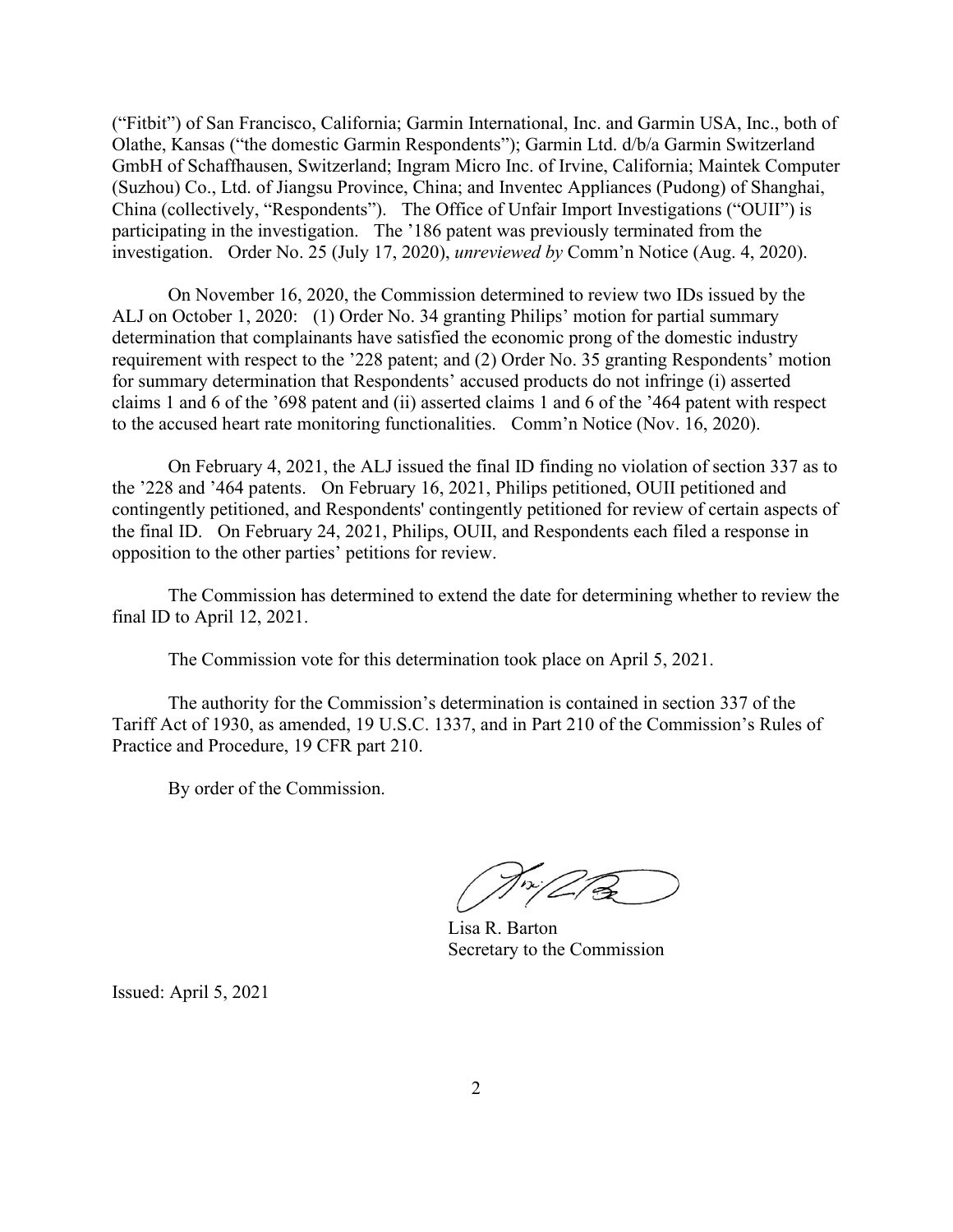("Fitbit") of San Francisco, California; Garmin International, Inc. and Garmin USA, Inc., both of Olathe, Kansas ("the domestic Garmin Respondents"); Garmin Ltd. d/b/a Garmin Switzerland GmbH of Schaffhausen, Switzerland; Ingram Micro Inc. of Irvine, California; Maintek Computer (Suzhou) Co., Ltd. of Jiangsu Province, China; and Inventec Appliances (Pudong) of Shanghai, China (collectively, "Respondents"). The Office of Unfair Import Investigations ("OUII") is participating in the investigation. The '186 patent was previously terminated from the investigation. Order No. 25 (July 17, 2020), *unreviewed by* Comm'n Notice (Aug. 4, 2020).

On November 16, 2020, the Commission determined to review two IDs issued by the ALJ on October 1, 2020: (1) Order No. 34 granting Philips' motion for partial summary determination that complainants have satisfied the economic prong of the domestic industry requirement with respect to the '228 patent; and (2) Order No. 35 granting Respondents' motion for summary determination that Respondents' accused products do not infringe (i) asserted claims 1 and 6 of the '698 patent and (ii) asserted claims 1 and 6 of the '464 patent with respect to the accused heart rate monitoring functionalities. Comm'n Notice (Nov. 16, 2020).

On February 4, 2021, the ALJ issued the final ID finding no violation of section 337 as to the '228 and '464 patents. On February 16, 2021, Philips petitioned, OUII petitioned and contingently petitioned, and Respondents' contingently petitioned for review of certain aspects of the final ID. On February 24, 2021, Philips, OUII, and Respondents each filed a response in opposition to the other parties' petitions for review.

The Commission has determined to extend the date for determining whether to review the final ID to April 12, 2021.

The Commission vote for this determination took place on April 5, 2021.

The authority for the Commission's determination is contained in section 337 of the Tariff Act of 1930, as amended, 19 U.S.C. 1337, and in Part 210 of the Commission's Rules of Practice and Procedure, 19 CFR part 210.

By order of the Commission.

Lisa R. Barton
Secretary to the Commission

Issued: April 5, 2021